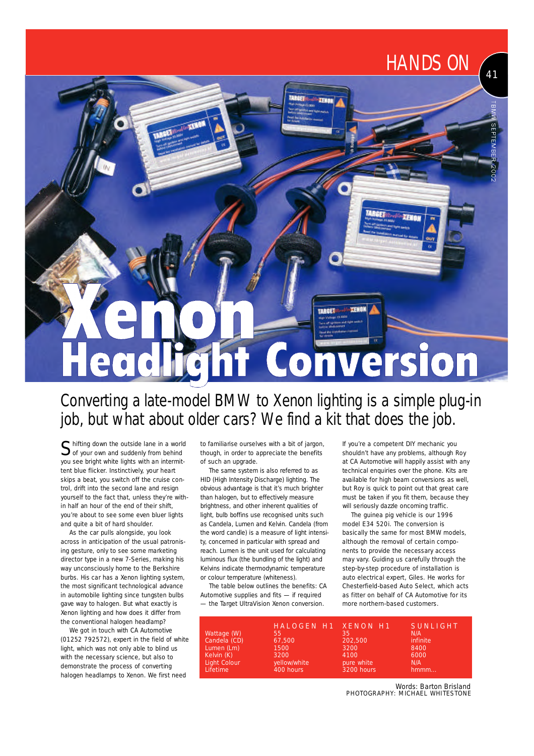# Xenon Headlight Conversion

## Converting a late-model BMW to Xenon lighting is a simple plug-in job, but what about older cars? We find a kit that does the job.

Shifting down the outside lane in a world of your own and suddenly from behind you see bright white lights with an intermittent blue flicker. Instinctively, your heart skips a beat, you switch off the cruise control, drift into the second lane and resign yourself to the fact that, unless they're within half an hour of the end of their shift, you're about to see some even bluer lights and quite a bit of hard shoulder.

As the car pulls alongside, you look across in anticipation of the usual patronising gesture, only to see some marketing director type in a new 7-Series, making his way unconsciously home to the Berkshire burbs. His car has a Xenon lighting system, the most significant technological advance in automobile lighting since tungsten bulbs gave way to halogen. But what exactly is Xenon lighting and how does it differ from the conventional halogen headlamp?

We got in touch with CA Automotive (01252 792572), expert in the field of white light, which was not only able to blind us with the necessary science, but also to demonstrate the process of converting halogen headlamps to Xenon. We first need to familiarise ourselves with a bit of jargon, though, in order to appreciate the benefits of such an upgrade.

The same system is also referred to as HID (High Intensity Discharge) lighting. The obvious advantage is that it's much brighter than halogen, but to effectively measure brightness, and other inherent qualities of light, bulb boffins use recognised units such as Candela, Lumen and Kelvin. Candela (from the word candle) is a measure of light intensity, concerned in particular with spread and reach. Lumen is the unit used for calculating luminous flux (the bundling of the light) and Kelvins indicate thermodynamic temperature or colour temperature (whiteness).

The table below outlines the benefits: CA Automotive supplies and fits — if required — the Target UltraVision Xenon conversion.

If you're a competent DIY mechanic you shouldn't have any problems, although Roy at CA Automotive will happily assist with any technical enquiries over the phone. Kits are available for high beam conversions as well, but Roy is quick to point out that great care must be taken if you fit them, because they will seriously dazzle oncoming traffic.

The guinea pig vehicle is our 1996 model E34 520i. The conversion is basically the same for most BMW models, although the removal of certain components to provide the necessary access may vary. Guiding us carefully through the step-by-step procedure of installation is auto electrical expert, Giles. He works for Chesterfield-based Auto Select, which acts as fitter on behalf of CA Automotive for its more northern-based customers.

| | HALOGEN H1 | XENON H1 | SUNLIGHT |
|---|---|---|---|
| Wattage (W) | 55 | 35 | N/A |
| Candela (CD) | 67,500 | 202,500 | infinite |
| Lumen (Lm) | 1500 | 3200 | 8400 |
| Kelvin (K) | 3200 | 4100 | 6000 |
| Light Colour | yellow/white | pure white | N/A |
| Lifetime | 400 hours | 3200 hours | hmmm... |

Words: Barton Brisland
PHOTOGRAPHY: MICHAEL WHITESTONE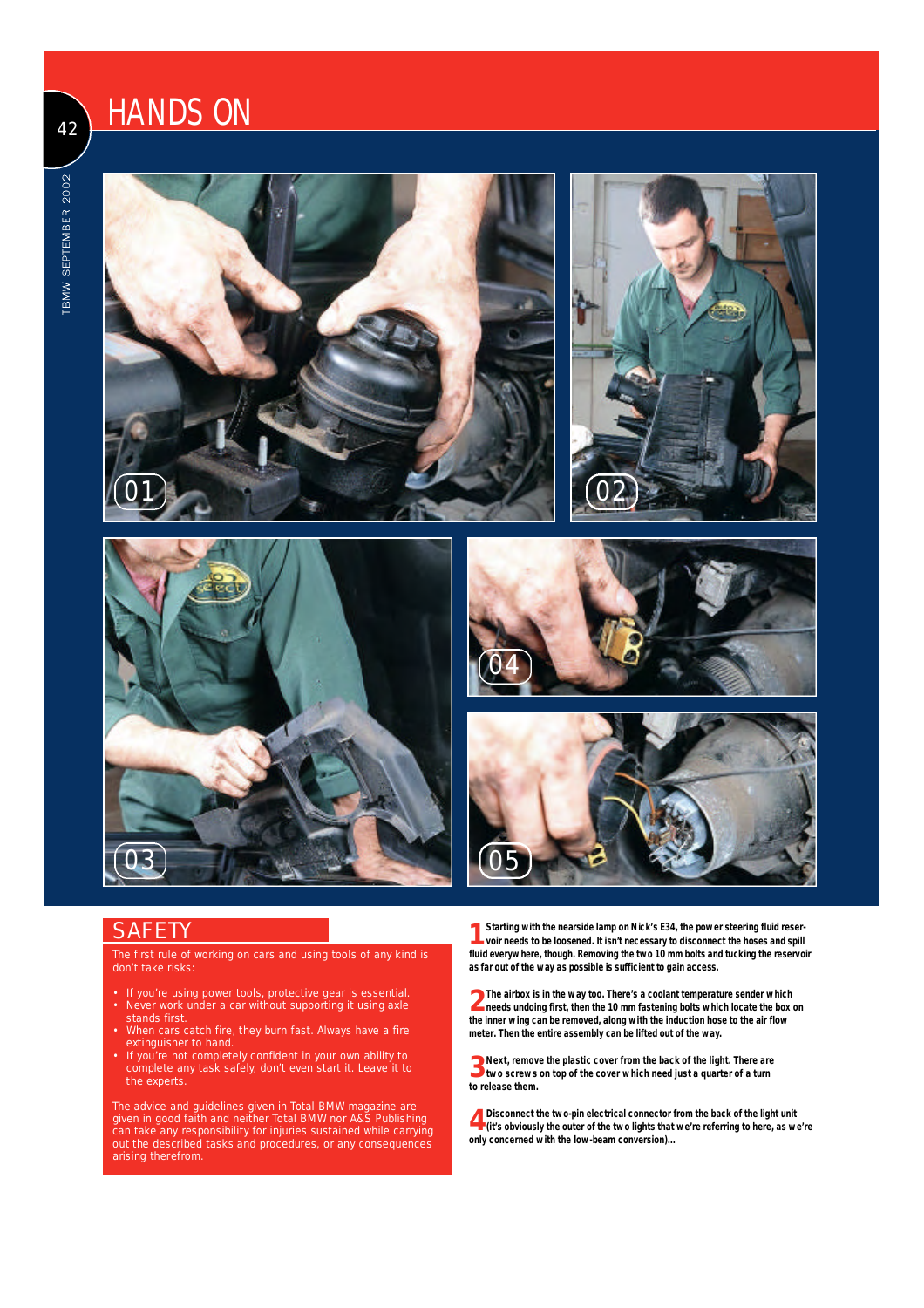## SAFETY

The first rule of working on cars and using tools of any kind is don't take risks:

- If you're using power tools, protective gear is essential.
- Never work under a car without supporting it using axle stands first.
- When cars catch fire, they burn fast. Always have a fire extinguisher to hand.
- If you're not completely confident in your own ability to complete any task safely, don't even start it. Leave it to the experts.

The advice and guidelines given in Total BMW magazine are given in good faith and neither Total BMW nor A&S Publishing can take any responsibility for injuries sustained while carrying out the described tasks and procedures, or any consequences arising therefrom.

**1** **Starting with the nearside lamp on Nick's E34, the power steering fluid reservoir needs to be loosened. It isn't necessary to disconnect the hoses and spill fluid everywhere here, though. Removing the two 10 mm bolts and tucking the reservoir as far out of the way as possible is sufficient to gain access.**

**2** **The airbox is in the way too. There's a coolant temperature sender which needs undoing first, then the 10 mm fastening bolts which locate the box on the inner wing can be removed, along with the induction hose to the air flow meter. Then the entire assembly can be lifted out of the way.**

**3** **Next, remove the plastic cover from the back of the light. There are two screws on top of the cover which need just a quarter of a turn to release them.**

**4** **Disconnect the two-pin electrical connector from the back of the light unit (it's obviously the outer of the two lights that we're referring to here, as we're only concerned with the low-beam conversion)...**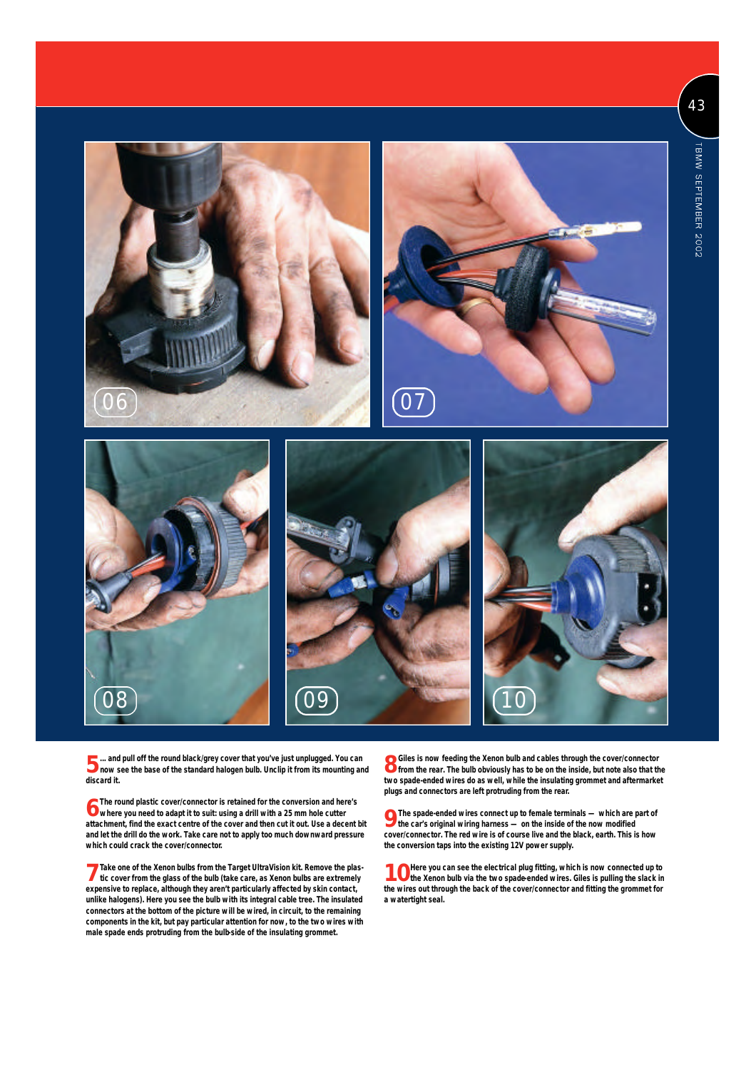**5**... and pull off the round black/grey cover that you've just unplugged. You can now see the base of the standard halogen bulb. Unclip it from its mounting and discard it.

**6**The round plastic cover/connector is retained for the conversion and here's where you need to adapt it to suit: using a drill with a 25 mm hole cutter attachment, find the exact centre of the cover and then cut it out. Use a decent bit and let the drill do the work. Take care not to apply too much downward pressure which could crack the cover/connector.

**7**Take one of the Xenon bulbs from the Target UltraVision kit. Remove the plastic cover from the glass of the bulb (take care, as Xenon bulbs are extremely expensive to replace, although they aren't particularly affected by skin contact, unlike halogens). Here you see the bulb with its integral cable tree. The insulated connectors at the bottom of the picture will be wired, in circuit, to the remaining components in the kit, but pay particular attention for now, to the two wires with male spade ends protruding from the bulb-side of the insulating grommet.

**8**Giles is now feeding the Xenon bulb and cables through the cover/connector from the rear. The bulb obviously has to be on the inside, but note also that the two spade-ended wires do as well, while the insulating grommet and aftermarket plugs and connectors are left protruding from the rear.

**9**The spade-ended wires connect up to female terminals — which are part of the car's original wiring harness — on the inside of the now modified cover/connector. The red wire is of course live and the black, earth. This is how the conversion taps into the existing 12V power supply.

**10**Here you can see the electrical plug fitting, which is now connected up to the Xenon bulb via the two spade-ended wires. Giles is pulling the slack in the wires out through the back of the cover/connector and fitting the grommet for a watertight seal.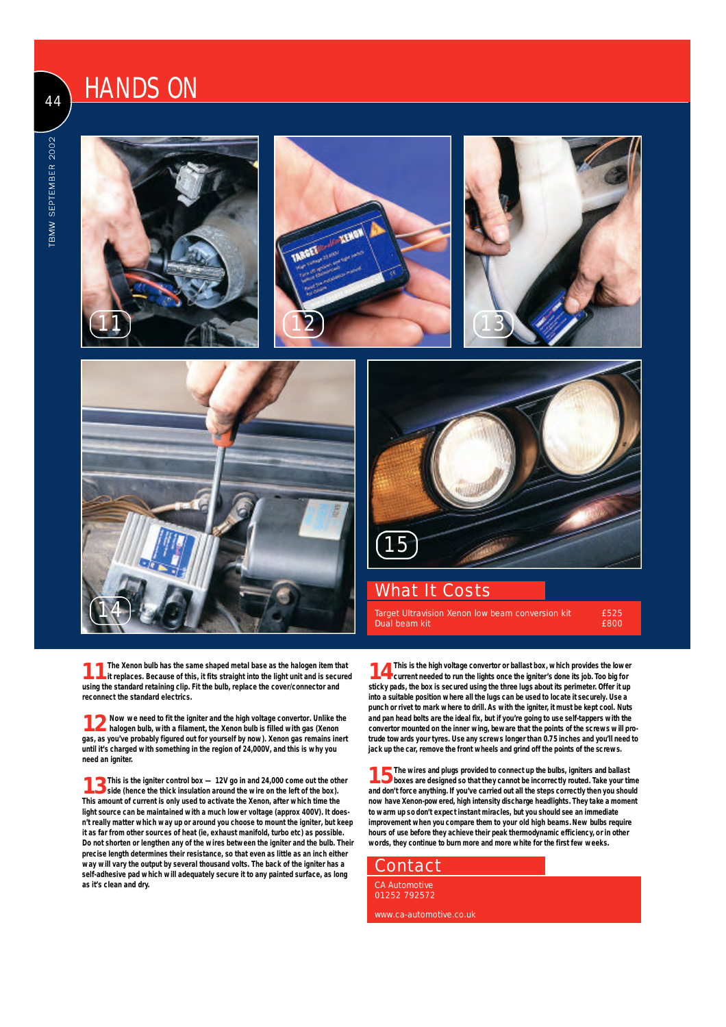# HANDS ON

## What It Costs

| | |
|---|---|
| Target Ultravision Xenon low beam conversion kit | £525 |
| Dual beam kit | £800 |

**11** The Xenon bulb has the same shaped metal base as the halogen item that it replaces. Because of this, it fits straight into the light unit and is secured using the standard retaining clip. Fit the bulb, replace the cover/connector and reconnect the standard electrics.

**12** Now we need to fit the igniter and the high voltage convertor. Unlike the halogen bulb, with a filament, the Xenon bulb is filled with gas (Xenon gas, as you've probably figured out for yourself by now). Xenon gas remains inert until it's charged with something in the region of 24,000V, and this is why you need an igniter.

**13** This is the igniter control box — 12V go in and 24,000 come out the other side (hence the thick insulation around the wire on the left of the box). This amount of current is only used to activate the Xenon, after which time the light source can be maintained with a much lower voltage (approx 400V). It doesn't really matter which way up or around you choose to mount the igniter, but keep it as far from other sources of heat (ie, exhaust manifold, turbo etc) as possible. Do not shorten or lengthen any of the wires between the igniter and the bulb. Their precise length determines their resistance, so that even as little as an inch either way will vary the output by several thousand volts. The back of the igniter has a self-adhesive pad which will adequately secure it to any painted surface, as long as it's clean and dry.

**14** This is the high voltage convertor or ballast box, which provides the lower current needed to run the lights once the igniter's done its job. Too big for sticky pads, the box is secured using the three lugs about its perimeter. Offer it up into a suitable position where all the lugs can be used to locate it securely. Use a punch or rivet to mark where to drill. As with the igniter, it must be kept cool. Nuts and pan head bolts are the ideal fix, but if you're going to use self-tappers with the convertor mounted on the inner wing, beware that the points of the screws will protrude towards your tyres. Use any screws longer than 0.75 inches and you'll need to jack up the car, remove the front wheels and grind off the points of the screws.

**15** The wires and plugs provided to connect up the bulbs, igniters and ballast boxes are designed so that they cannot be incorrectly routed. Take your time and don't force anything. If you've carried out all the steps correctly then you should now have Xenon-powered, high intensity discharge headlights. They take a moment to warm up so don't expect instant miracles, but you should see an immediate improvement when you compare them to your old high beams. New bulbs require hours of use before they achieve their peak thermodynamic efficiency, or in other words, they continue to burn more and more white for the first few weeks.

## Contact

CA Automotive  
01252 792572

www.ca-automotive.co.uk